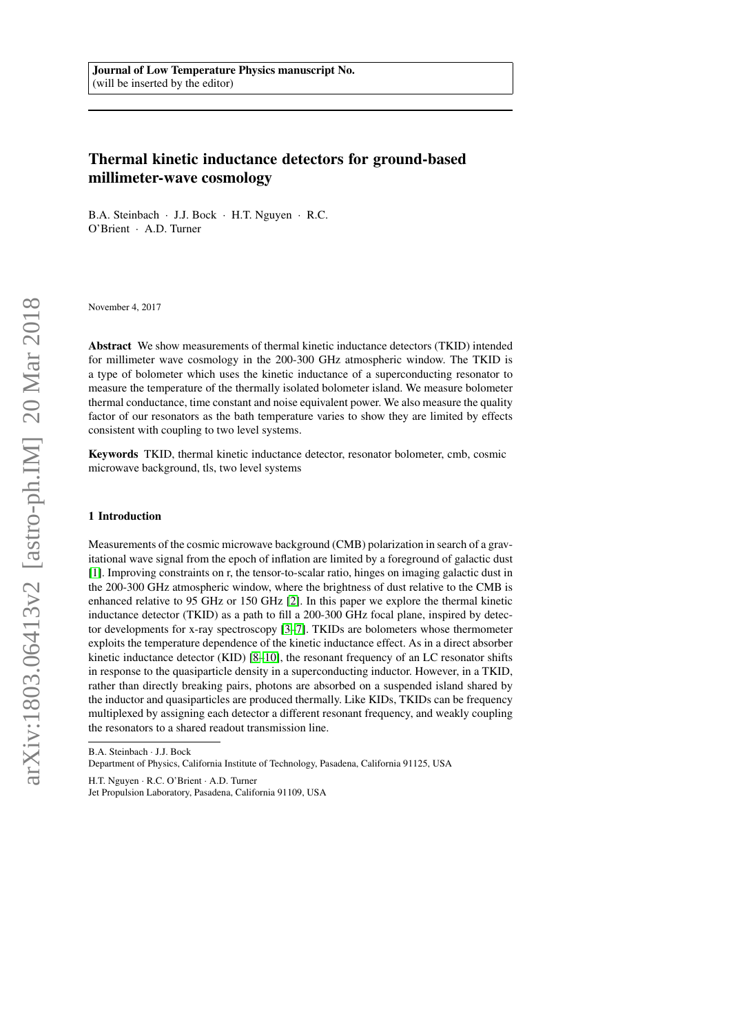Journal of Low Temperature Physics manuscript No.
(will be inserted by the editor)

# Thermal kinetic inductance detectors for ground-based millimeter-wave cosmology

B.A. Steinbach · J.J. Bock · H.T. Nguyen · R.C. O'Brient · A.D. Turner

November 4, 2017

**Abstract** We show measurements of thermal kinetic inductance detectors (TKID) intended for millimeter wave cosmology in the 200-300 GHz atmospheric window. The TKID is a type of bolometer which uses the kinetic inductance of a superconducting resonator to measure the temperature of the thermally isolated bolometer island. We measure bolometer thermal conductance, time constant and noise equivalent power. We also measure the quality factor of our resonators as the bath temperature varies to show they are limited by effects consistent with coupling to two level systems.

**Keywords** TKID, thermal kinetic inductance detector, resonator bolometer, cmb, cosmic microwave background, tls, two level systems

## 1 Introduction

Measurements of the cosmic microwave background (CMB) polarization in search of a gravitational wave signal from the epoch of inflation are limited by a foreground of galactic dust [1]. Improving constraints on r, the tensor-to-scalar ratio, hinges on imaging galactic dust in the 200-300 GHz atmospheric window, where the brightness of dust relative to the CMB is enhanced relative to 95 GHz or 150 GHz [2]. In this paper we explore the thermal kinetic inductance detector (TKID) as a path to fill a 200-300 GHz focal plane, inspired by detector developments for x-ray spectroscopy [3–7]. TKIDs are bolometers whose thermometer exploits the temperature dependence of the kinetic inductance effect. As in a direct absorber kinetic inductance detector (KID) [8–10], the resonant frequency of an LC resonator shifts in response to the quasiparticle density in a superconducting inductor. However, in a TKID, rather than directly breaking pairs, photons are absorbed on a suspended island shared by the inductor and quasiparticles are produced thermally. Like KIDs, TKIDs can be frequency multiplexed by assigning each detector a different resonant frequency, and weakly coupling the resonators to a shared readout transmission line.

B.A. Steinbach · J.J. Bock
Department of Physics, California Institute of Technology, Pasadena, California 91125, USA

H.T. Nguyen · R.C. O'Brient · A.D. Turner
Jet Propulsion Laboratory, Pasadena, California 91109, USA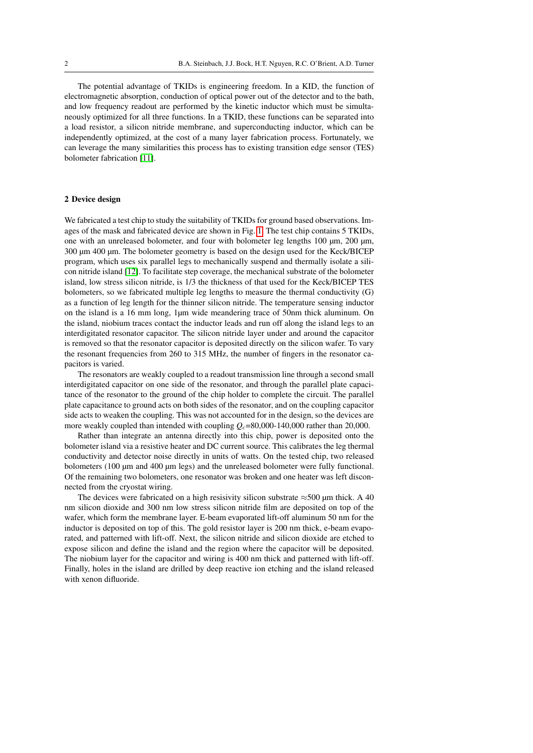The potential advantage of TKIDs is engineering freedom. In a KID, the function of electromagnetic absorption, conduction of optical power out of the detector and to the bath, and low frequency readout are performed by the kinetic inductor which must be simultaneously optimized for all three functions. In a TKID, these functions can be separated into a load resistor, a silicon nitride membrane, and superconducting inductor, which can be independently optimized, at the cost of a many layer fabrication process. Fortunately, we can leverage the many similarities this process has to existing transition edge sensor (TES) bolometer fabrication [11].

## 2 Device design

We fabricated a test chip to study the suitability of TKIDs for ground based observations. Images of the mask and fabricated device are shown in Fig. 1. The test chip contains 5 TKIDs, one with an unreleased bolometer, and four with bolometer leg lengths 100 µm, 200 µm, 300 µm 400 µm. The bolometer geometry is based on the design used for the Keck/BICEP program, which uses six parallel legs to mechanically suspend and thermally isolate a silicon nitride island [12]. To facilitate step coverage, the mechanical substrate of the bolometer island, low stress silicon nitride, is 1/3 the thickness of that used for the Keck/BICEP TES bolometers, so we fabricated multiple leg lengths to measure the thermal conductivity (G) as a function of leg length for the thinner silicon nitride. The temperature sensing inductor on the island is a 16 mm long, 1µm wide meandering trace of 50nm thick aluminum. On the island, niobium traces contact the inductor leads and run off along the island legs to an interdigitated resonator capacitor. The silicon nitride layer under and around the capacitor is removed so that the resonator capacitor is deposited directly on the silicon wafer. To vary the resonant frequencies from 260 to 315 MHz, the number of fingers in the resonator capacitors is varied.

The resonators are weakly coupled to a readout transmission line through a second small interdigitated capacitor on one side of the resonator, and through the parallel plate capacitance of the resonator to the ground of the chip holder to complete the circuit. The parallel plate capacitance to ground acts on both sides of the resonator, and on the coupling capacitor side acts to weaken the coupling. This was not accounted for in the design, so the devices are more weakly coupled than intended with coupling $Q_c$=80,000-140,000 rather than 20,000.

Rather than integrate an antenna directly into this chip, power is deposited onto the bolometer island via a resistive heater and DC current source. This calibrates the leg thermal conductivity and detector noise directly in units of watts. On the tested chip, two released bolometers (100 µm and 400 µm legs) and the unreleased bolometer were fully functional. Of the remaining two bolometers, one resonator was broken and one heater was left disconnected from the cryostat wiring.

The devices were fabricated on a high resisivity silicon substrate $\approx$500 µm thick. A 40 nm silicon dioxide and 300 nm low stress silicon nitride film are deposited on top of the wafer, which form the membrane layer. E-beam evaporated lift-off aluminum 50 nm for the inductor is deposited on top of this. The gold resistor layer is 200 nm thick, e-beam evaporated, and patterned with lift-off. Next, the silicon nitride and silicon dioxide are etched to expose silicon and define the island and the region where the capacitor will be deposited. The niobium layer for the capacitor and wiring is 400 nm thick and patterned with lift-off. Finally, holes in the island are drilled by deep reactive ion etching and the island released with xenon difluoride.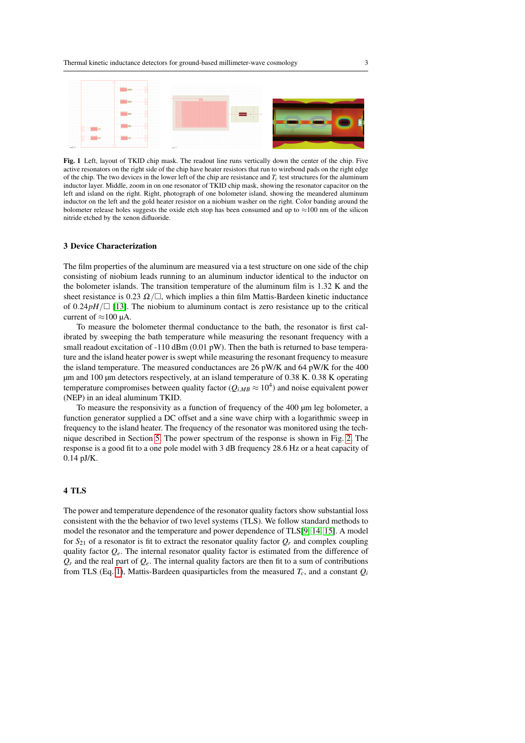**Fig. 1** Left, layout of TKID chip mask. The readout line runs vertically down the center of the chip. Five active resonators on the right side of the chip have heater resistors that run to wirebond pads on the right edge of the chip. The two devices in the lower left of the chip are resistance and $T_c$ test structures for the aluminum inductor layer. Middle, zoom in on one resonator of TKID chip mask, showing the resonator capacitor on the left and island on the right. Right, photograph of one bolometer island, showing the meandered aluminum inductor on the left and the gold heater resistor on a niobium washer on the right. Color banding around the bolometer release holes suggests the oxide etch stop has been consumed and up to ≈100 nm of the silicon nitride etched by the xenon difluoride.

## 3 Device Characterization

The film properties of the aluminum are measured via a test structure on one side of the chip consisting of niobium leads running to an aluminum inductor identical to the inductor on the bolometer islands. The transition temperature of the aluminum film is 1.32 K and the sheet resistance is 0.23 $\Omega/\Box$, which implies a thin film Mattis-Bardeen kinetic inductance of $0.24 pH/\Box$ [13]. The niobium to aluminum contact is zero resistance up to the critical current of ≈100 µA.

To measure the bolometer thermal conductance to the bath, the resonator is first calibrated by sweeping the bath temperature while measuring the resonant frequency with a small readout excitation of -110 dBm (0.01 pW). Then the bath is returned to base temperature and the island heater power is swept while measuring the resonant frequency to measure the island temperature. The measured conductances are 26 pW/K and 64 pW/K for the 400 µm and 100 µm detectors respectively, at an island temperature of 0.38 K. 0.38 K operating temperature compromises between quality factor ($Q_{i,MB} \approx 10^4$) and noise equivalent power (NEP) in an ideal aluminum TKID.

To measure the responsivity as a function of frequency of the 400 µm leg bolometer, a function generator supplied a DC offset and a sine wave chirp with a logarithmic sweep in frequency to the island heater. The frequency of the resonator was monitored using the technique described in Section 5. The power spectrum of the response is shown in Fig. 2. The response is a good fit to a one pole model with 3 dB frequency 28.6 Hz or a heat capacity of 0.14 pJ/K.

## 4 TLS

The power and temperature dependence of the resonator quality factors show substantial loss consistent with the the behavior of two level systems (TLS). We follow standard methods to model the resonator and the temperature and power dependence of TLS[9, 14, 15]. A model for $S_{21}$ of a resonator is fit to extract the resonator quality factor $Q_r$ and complex coupling quality factor $Q_e$. The internal resonator quality factor is estimated from the difference of $Q_r$ and the real part of $Q_e$. The internal quality factors are then fit to a sum of contributions from TLS (Eq. 1), Mattis-Bardeen quasiparticles from the measured $T_c$, and a constant $Q_i$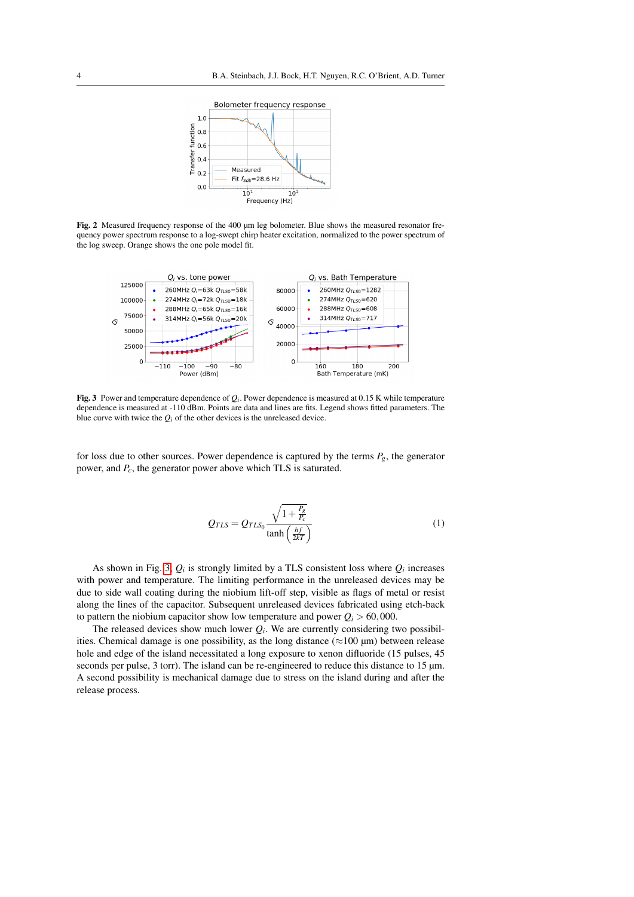**Fig. 2** Measured frequency response of the 400 µm leg bolometer. Blue shows the measured resonator frequency power spectrum response to a log-swept chirp heater excitation, normalized to the power spectrum of the log sweep. Orange shows the one pole model fit.

**Fig. 3** Power and temperature dependence of $Q_i$. Power dependence is measured at 0.15 K while temperature dependence is measured at -110 dBm. Points are data and lines are fits. Legend shows fitted parameters. The blue curve with twice the $Q_i$ of the other devices is the unreleased device.

for loss due to other sources. Power dependence is captured by the terms $P_g$, the generator power, and $P_c$, the generator power above which TLS is saturated.

$$Q_{TLS} = Q_{TLS_0} \frac{\sqrt{1+\frac{P_g}{P_c}}}{\tanh\left(\frac{hf}{2kT}\right)} \tag{1}$$

As shown in Fig. 3, $Q_i$ is strongly limited by a TLS consistent loss where $Q_i$ increases with power and temperature. The limiting performance in the unreleased devices may be due to side wall coating during the niobium lift-off step, visible as flags of metal or resist along the lines of the capacitor. Subsequent unreleased devices fabricated using etch-back to pattern the niobium capacitor show low temperature and power $Q_i > 60,000$.

The released devices show much lower $Q_i$. We are currently considering two possibilities. Chemical damage is one possibility, as the long distance (≈100 µm) between release hole and edge of the island necessitated a long exposure to xenon difluoride (15 pulses, 45 seconds per pulse, 3 torr). The island can be re-engineered to reduce this distance to 15 µm. A second possibility is mechanical damage due to stress on the island during and after the release process.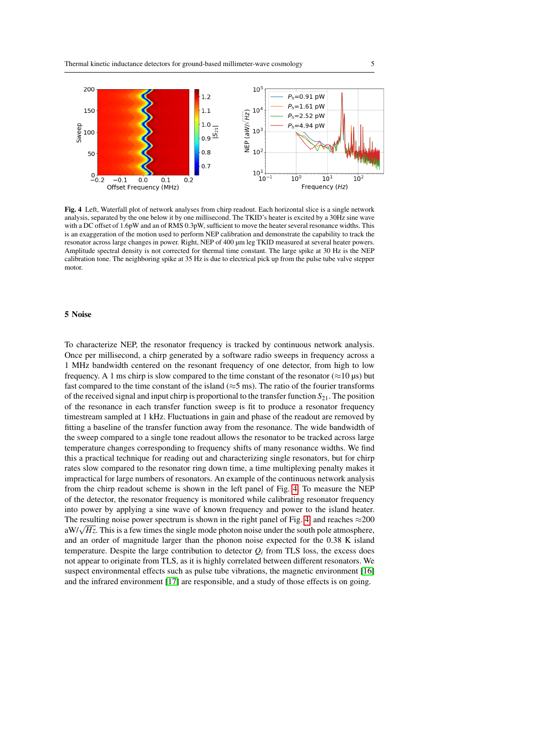**Fig. 4** Left, Waterfall plot of network analyses from chirp readout. Each horizontal slice is a single network analysis, separated by the one below it by one millisecond. The TKID's heater is excited by a 30Hz sine wave with a DC offset of 1.6pW and an of RMS 0.3pW, sufficient to move the heater several resonance widths. This is an exaggeration of the motion used to perform NEP calibration and demonstrate the capability to track the resonator across large changes in power. Right, NEP of 400 μm leg TKID measured at several heater powers. Amplitude spectral density is not corrected for thermal time constant. The large spike at 30 Hz is the NEP calibration tone. The neighboring spike at 35 Hz is due to electrical pick up from the pulse tube valve stepper motor.

## 5 Noise

To characterize NEP, the resonator frequency is tracked by continuous network analysis. Once per millisecond, a chirp generated by a software radio sweeps in frequency across a 1 MHz bandwidth centered on the resonant frequency of one detector, from high to low frequency. A 1 ms chirp is slow compared to the time constant of the resonator (≈10 μs) but fast compared to the time constant of the island (≈5 ms). The ratio of the fourier transforms of the received signal and input chirp is proportional to the transfer function $S_{21}$. The position of the resonance in each transfer function sweep is fit to produce a resonator frequency timestream sampled at 1 kHz. Fluctuations in gain and phase of the readout are removed by fitting a baseline of the transfer function away from the resonance. The wide bandwidth of the sweep compared to a single tone readout allows the resonator to be tracked across large temperature changes corresponding to frequency shifts of many resonance widths. We find this a practical technique for reading out and characterizing single resonators, but for chirp rates slow compared to the resonator ring down time, a time multiplexing penalty makes it impractical for large numbers of resonators. An example of the continuous network analysis from the chirp readout scheme is shown in the left panel of Fig. 4. To measure the NEP of the detector, the resonator frequency is monitored while calibrating resonator frequency into power by applying a sine wave of known frequency and power to the island heater. The resulting noise power spectrum is shown in the right panel of Fig. 4 and reaches ≈200 aW/$\sqrt{Hz}$. This is a few times the single mode photon noise under the south pole atmosphere, and an order of magnitude larger than the phonon noise expected for the 0.38 K island temperature. Despite the large contribution to detector $Q_i$ from TLS loss, the excess does not appear to originate from TLS, as it is highly correlated between different resonators. We suspect environmental effects such as pulse tube vibrations, the magnetic environment [16] and the infrared environment [17] are responsible, and a study of those effects is on going.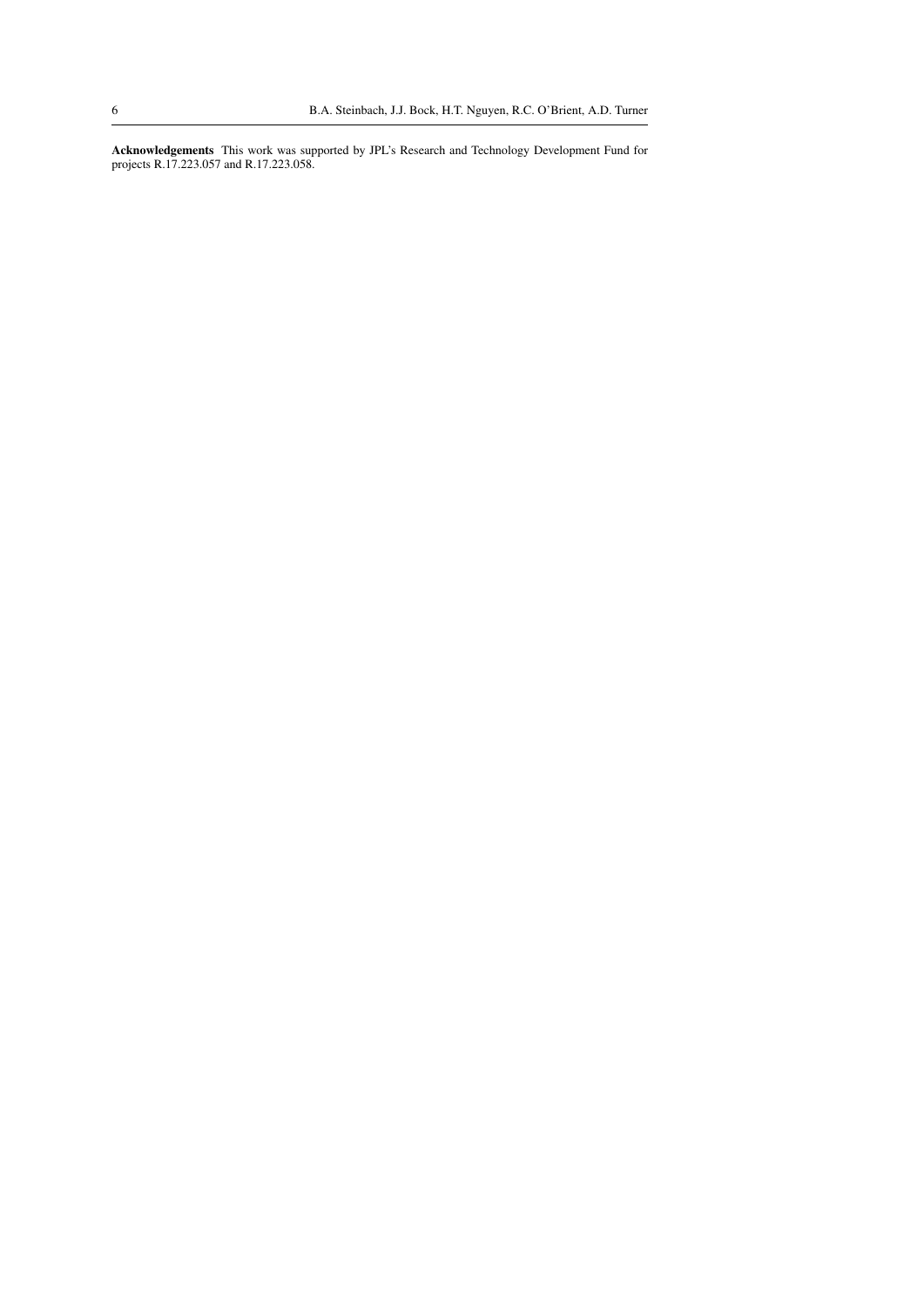**Acknowledgements** This work was supported by JPL's Research and Technology Development Fund for projects R.17.223.057 and R.17.223.058.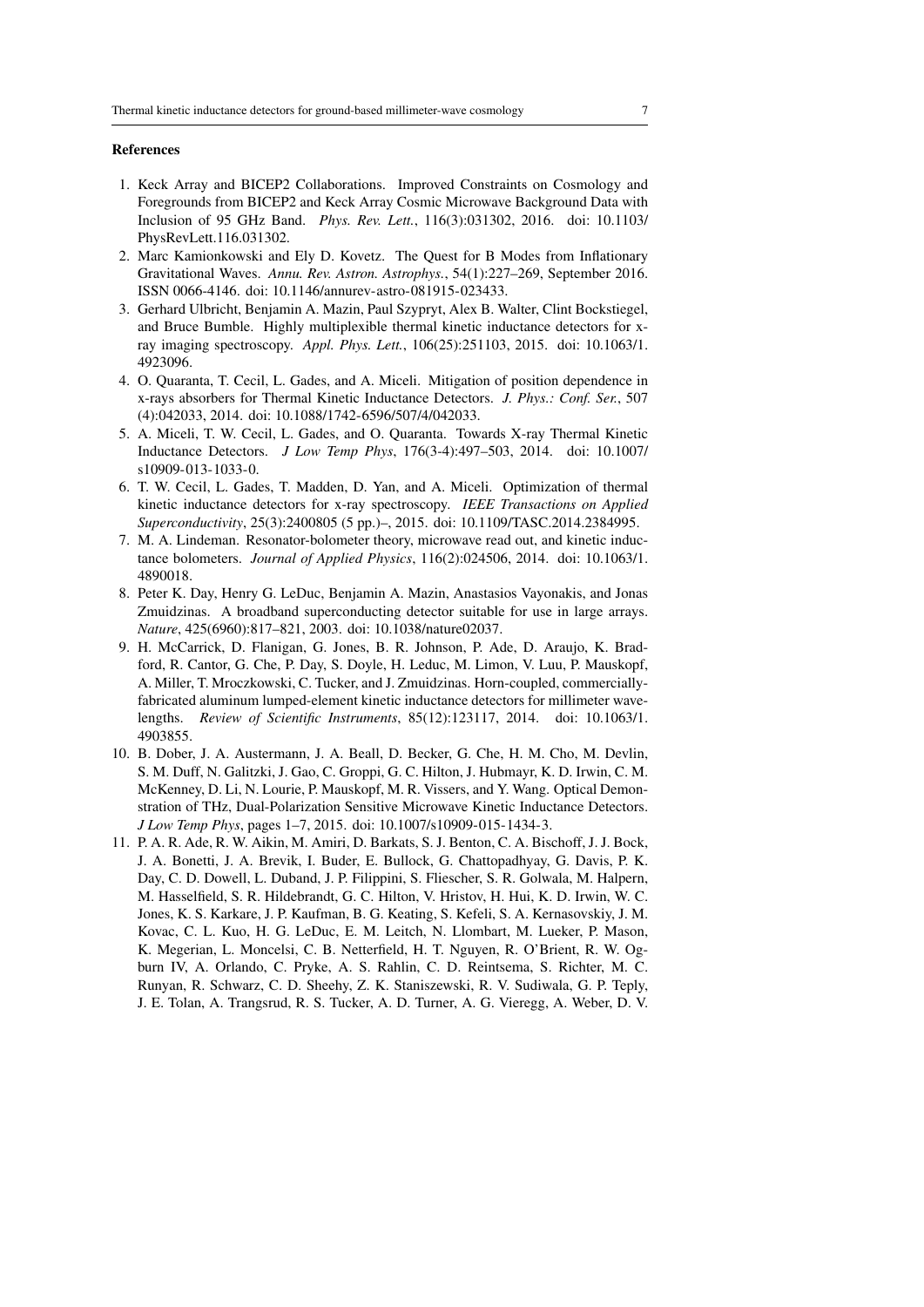### References

1. Keck Array and BICEP2 Collaborations. Improved Constraints on Cosmology and Foregrounds from BICEP2 and Keck Array Cosmic Microwave Background Data with Inclusion of 95 GHz Band. *Phys. Rev. Lett.*, 116(3):031302, 2016. doi: 10.1103/PhysRevLett.116.031302.
2. Marc Kamionkowski and Ely D. Kovetz. The Quest for B Modes from Inflationary Gravitational Waves. *Annu. Rev. Astron. Astrophys.*, 54(1):227–269, September 2016. ISSN 0066-4146. doi: 10.1146/annurev-astro-081915-023433.
3. Gerhard Ulbricht, Benjamin A. Mazin, Paul Szypryt, Alex B. Walter, Clint Bockstiegel, and Bruce Bumble. Highly multiplexible thermal kinetic inductance detectors for x-ray imaging spectroscopy. *Appl. Phys. Lett.*, 106(25):251103, 2015. doi: 10.1063/1.4923096.
4. O. Quaranta, T. Cecil, L. Gades, and A. Miceli. Mitigation of position dependence in x-rays absorbers for Thermal Kinetic Inductance Detectors. *J. Phys.: Conf. Ser.*, 507 (4):042033, 2014. doi: 10.1088/1742-6596/507/4/042033.
5. A. Miceli, T. W. Cecil, L. Gades, and O. Quaranta. Towards X-ray Thermal Kinetic Inductance Detectors. *J Low Temp Phys*, 176(3-4):497–503, 2014. doi: 10.1007/s10909-013-1033-0.
6. T. W. Cecil, L. Gades, T. Madden, D. Yan, and A. Miceli. Optimization of thermal kinetic inductance detectors for x-ray spectroscopy. *IEEE Transactions on Applied Superconductivity*, 25(3):2400805 (5 pp.)–, 2015. doi: 10.1109/TASC.2014.2384995.
7. M. A. Lindeman. Resonator-bolometer theory, microwave read out, and kinetic inductance bolometers. *Journal of Applied Physics*, 116(2):024506, 2014. doi: 10.1063/1.4890018.
8. Peter K. Day, Henry G. LeDuc, Benjamin A. Mazin, Anastasios Vayonakis, and Jonas Zmuidzinas. A broadband superconducting detector suitable for use in large arrays. *Nature*, 425(6960):817–821, 2003. doi: 10.1038/nature02037.
9. H. McCarrick, D. Flanigan, G. Jones, B. R. Johnson, P. Ade, D. Araujo, K. Bradford, R. Cantor, G. Che, P. Day, S. Doyle, H. Leduc, M. Limon, V. Luu, P. Mauskopf, A. Miller, T. Mroczkowski, C. Tucker, and J. Zmuidzinas. Horn-coupled, commercially-fabricated aluminum lumped-element kinetic inductance detectors for millimeter wavelengths. *Review of Scientific Instruments*, 85(12):123117, 2014. doi: 10.1063/1.4903855.
10. B. Dober, J. A. Austermann, J. A. Beall, D. Becker, G. Che, H. M. Cho, M. Devlin, S. M. Duff, N. Galitzki, J. Gao, C. Groppi, G. C. Hilton, J. Hubmayr, K. D. Irwin, C. M. McKenney, D. Li, N. Lourie, P. Mauskopf, M. R. Vissers, and Y. Wang. Optical Demonstration of THz, Dual-Polarization Sensitive Microwave Kinetic Inductance Detectors. *J Low Temp Phys*, pages 1–7, 2015. doi: 10.1007/s10909-015-1434-3.
11. P. A. R. Ade, R. W. Aikin, M. Amiri, D. Barkats, S. J. Benton, C. A. Bischoff, J. J. Bock, J. A. Bonetti, J. A. Brevik, I. Buder, E. Bullock, G. Chattopadhyay, G. Davis, P. K. Day, C. D. Dowell, L. Duband, J. P. Filippini, S. Fliescher, S. R. Golwala, M. Halpern, M. Hasselfield, S. R. Hildebrandt, G. C. Hilton, V. Hristov, H. Hui, K. D. Irwin, W. C. Jones, K. S. Karkare, J. P. Kaufman, B. G. Keating, S. Kefeli, S. A. Kernasovskiy, J. M. Kovac, C. L. Kuo, H. G. LeDuc, E. M. Leitch, N. Llombart, M. Lueker, P. Mason, K. Megerian, L. Moncelsi, C. B. Netterfield, H. T. Nguyen, R. O'Brient, R. W. Ogburn IV, A. Orlando, C. Pryke, A. S. Rahlin, C. D. Reintsema, S. Richter, M. C. Runyan, R. Schwarz, C. D. Sheehy, Z. K. Staniszewski, R. V. Sudiwala, G. P. Teply, J. E. Tolan, A. Trangsrud, R. S. Tucker, A. D. Turner, A. G. Vieregg, A. Weber, D. V.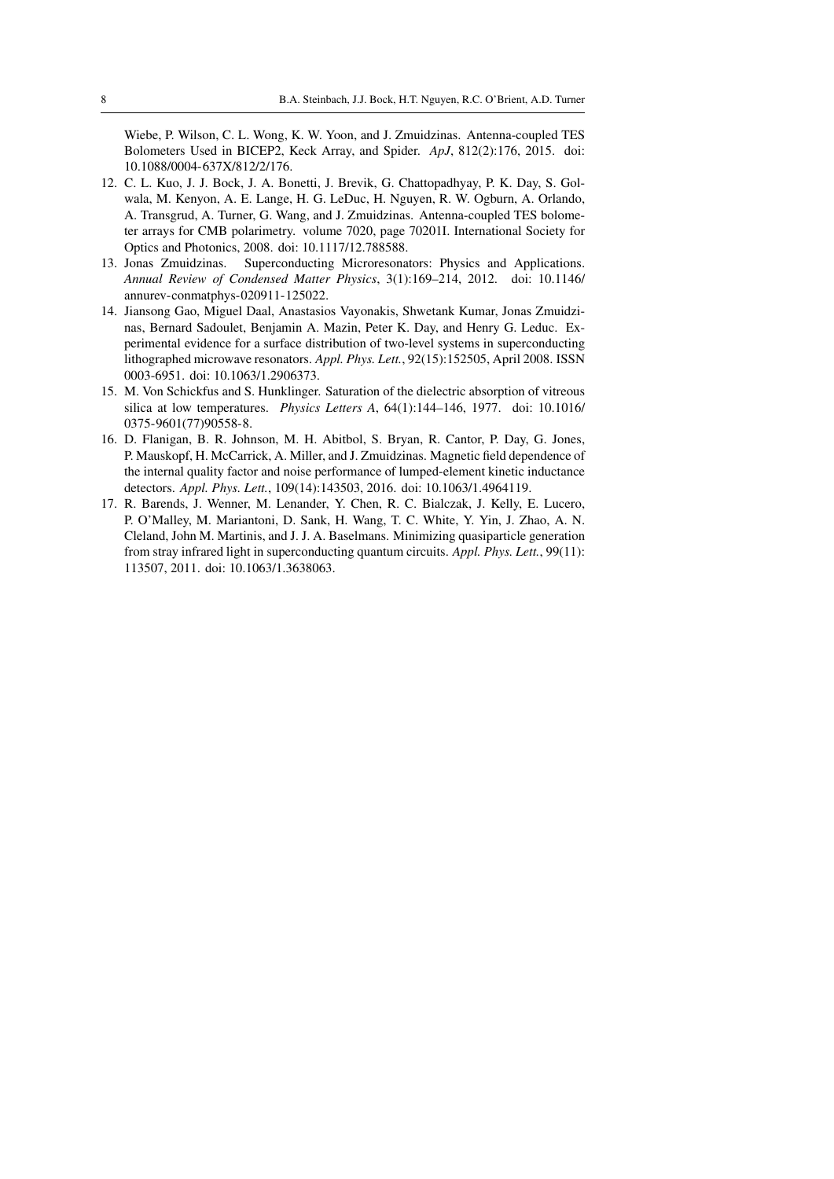Wiebe, P. Wilson, C. L. Wong, K. W. Yoon, and J. Zmuidzinas. Antenna-coupled TES Bolometers Used in BICEP2, Keck Array, and Spider. *ApJ*, 812(2):176, 2015. doi: 10.1088/0004-637X/812/2/176.

12. C. L. Kuo, J. J. Bock, J. A. Bonetti, J. Brevik, G. Chattopadhyay, P. K. Day, S. Golwala, M. Kenyon, A. E. Lange, H. G. LeDuc, H. Nguyen, R. W. Ogburn, A. Orlando, A. Transgrud, A. Turner, G. Wang, and J. Zmuidzinas. Antenna-coupled TES bolometer arrays for CMB polarimetry. volume 7020, page 70201I. International Society for Optics and Photonics, 2008. doi: 10.1117/12.788588.
13. Jonas Zmuidzinas. Superconducting Microresonators: Physics and Applications. *Annual Review of Condensed Matter Physics*, 3(1):169–214, 2012. doi: 10.1146/annurev-conmatphys-020911-125022.
14. Jiansong Gao, Miguel Daal, Anastasios Vayonakis, Shwetank Kumar, Jonas Zmuidzinas, Bernard Sadoulet, Benjamin A. Mazin, Peter K. Day, and Henry G. Leduc. Experimental evidence for a surface distribution of two-level systems in superconducting lithographed microwave resonators. *Appl. Phys. Lett.*, 92(15):152505, April 2008. ISSN 0003-6951. doi: 10.1063/1.2906373.
15. M. Von Schickfus and S. Hunklinger. Saturation of the dielectric absorption of vitreous silica at low temperatures. *Physics Letters A*, 64(1):144–146, 1977. doi: 10.1016/0375-9601(77)90558-8.
16. D. Flanigan, B. R. Johnson, M. H. Abitbol, S. Bryan, R. Cantor, P. Day, G. Jones, P. Mauskopf, H. McCarrick, A. Miller, and J. Zmuidzinas. Magnetic field dependence of the internal quality factor and noise performance of lumped-element kinetic inductance detectors. *Appl. Phys. Lett.*, 109(14):143503, 2016. doi: 10.1063/1.4964119.
17. R. Barends, J. Wenner, M. Lenander, Y. Chen, R. C. Bialczak, J. Kelly, E. Lucero, P. O'Malley, M. Mariantoni, D. Sank, H. Wang, T. C. White, Y. Yin, J. Zhao, A. N. Cleland, John M. Martinis, and J. J. A. Baselmans. Minimizing quasiparticle generation from stray infrared light in superconducting quantum circuits. *Appl. Phys. Lett.*, 99(11):113507, 2011. doi: 10.1063/1.3638063.